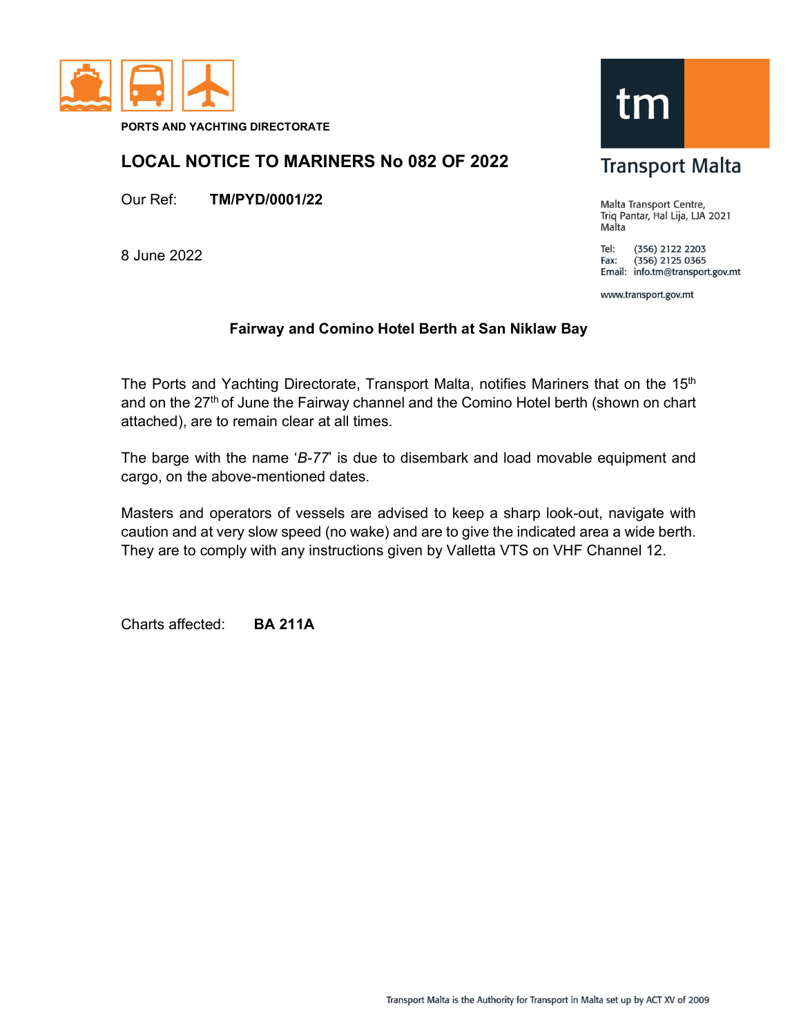PORTS AND YACHTING DIRECTORATE

# LOCAL NOTICE TO MARINERS No 082 OF 2022

Our Ref: **TM/PYD/0001/22**

8 June 2022

Transport Malta

Malta Transport Centre,
Triq Pantar, Ħal Lija, LJA 2021
Malta

Tel: (356) 2122 2203
Fax: (356) 2125 0365
Email: info.tm@transport.gov.mt

www.transport.gov.mt

## Fairway and Comino Hotel Berth at San Niklaw Bay

The Ports and Yachting Directorate, Transport Malta, notifies Mariners that on the 15th and on the 27th of June the Fairway channel and the Comino Hotel berth (shown on chart attached), are to remain clear at all times.

The barge with the name '*B-77*' is due to disembark and load movable equipment and cargo, on the above-mentioned dates.

Masters and operators of vessels are advised to keep a sharp look-out, navigate with caution and at very slow speed (no wake) and are to give the indicated area a wide berth. They are to comply with any instructions given by Valletta VTS on VHF Channel 12.

Charts affected: **BA 211A**

Transport Malta is the Authority for Transport in Malta set up by ACT XV of 2009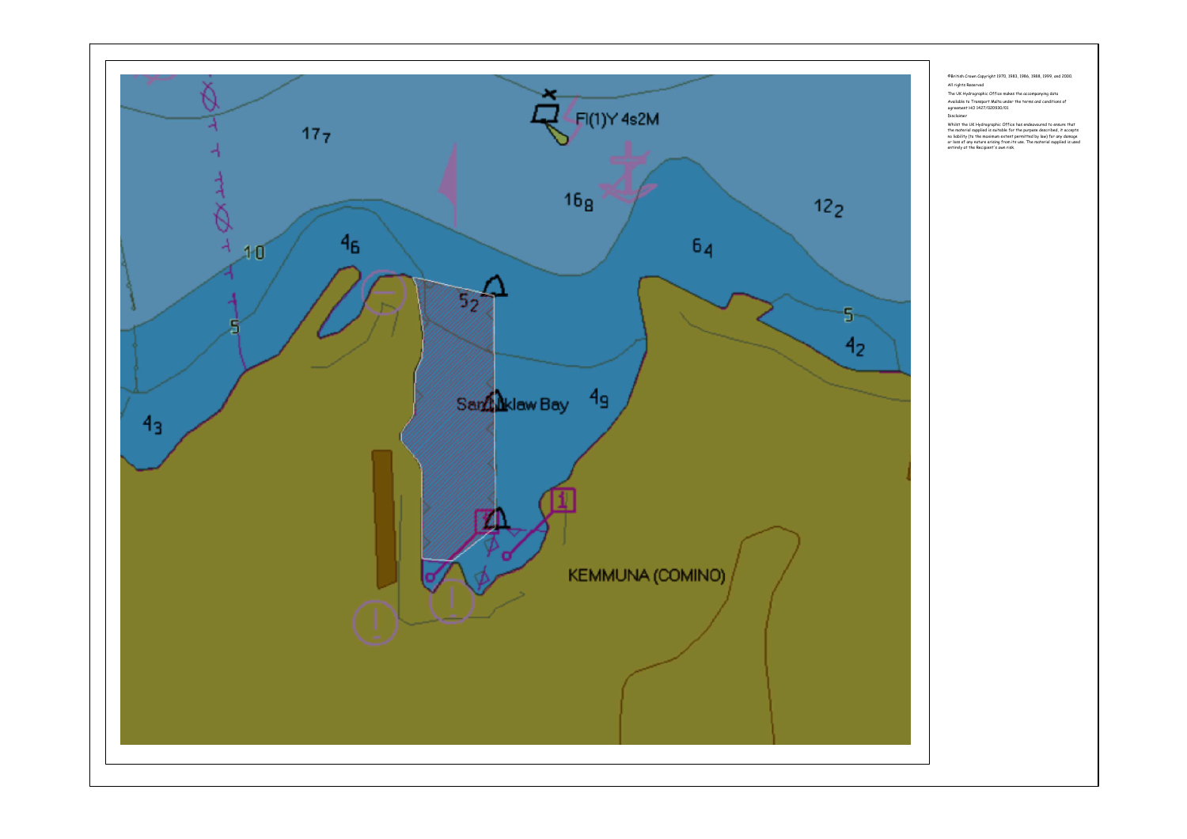Fl(1)Y 4s2M

17₇

16₈

12₂

10

4₆

6₄

5₂

5

5

4₂

San Niklaw Bay

4₉

4₃

KEMMUNA (COMINO)

©British Crown Copyright 1970, 1983, 1986, 1988, 1999, and 2000.

All rights Reserved

The UK Hydrographic Office makes the accompanying data

Available to Transport Malta under the terms and conditions of agreement HO 1427/020930/01

Disclaimer

Whilst the UK Hydrographic Office has endeavoured to ensure that the material supplied is suitable for the purpose described, it accepts no liability (to the maximum extent permitted by law) for any damage or loss of any nature arising from its use. The material supplied in used entirely at the Recipient's own risk.